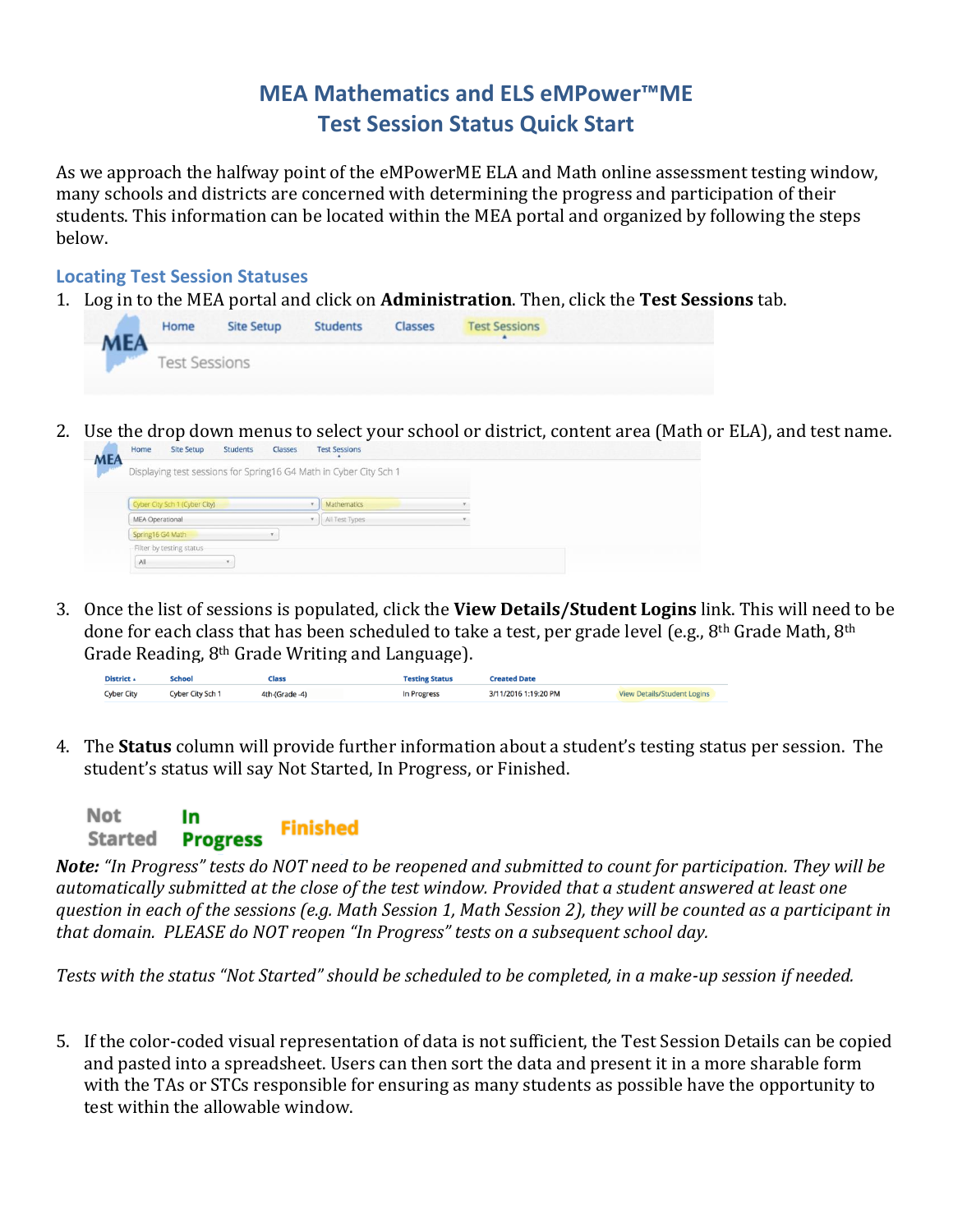# MEA Mathematics and ELS eMPower™ME
# Test Session Status Quick Start

As we approach the halfway point of the eMPowerME ELA and Math online assessment testing window, many schools and districts are concerned with determining the progress and participation of their students. This information can be located within the MEA portal and organized by following the steps below.

## Locating Test Session Statuses

1. Log in to the MEA portal and click on **Administration**. Then, click the **Test Sessions** tab.

2. Use the drop down menus to select your school or district, content area (Math or ELA), and test name.

3. Once the list of sessions is populated, click the **View Details/Student Logins** link. This will need to be done for each class that has been scheduled to take a test, per grade level (e.g., 8th Grade Math, 8th Grade Reading, 8th Grade Writing and Language).

4. The **Status** column will provide further information about a student's testing status per session. The student's status will say Not Started, In Progress, or Finished.

*Note: "In Progress" tests do NOT need to be reopened and submitted to count for participation. They will be automatically submitted at the close of the test window. Provided that a student answered at least one question in each of the sessions (e.g. Math Session 1, Math Session 2), they will be counted as a participant in that domain. PLEASE do NOT reopen "In Progress" tests on a subsequent school day.*

*Tests with the status "Not Started" should be scheduled to be completed, in a make-up session if needed.*

5. If the color-coded visual representation of data is not sufficient, the Test Session Details can be copied and pasted into a spreadsheet. Users can then sort the data and present it in a more sharable form with the TAs or STCs responsible for ensuring as many students as possible have the opportunity to test within the allowable window.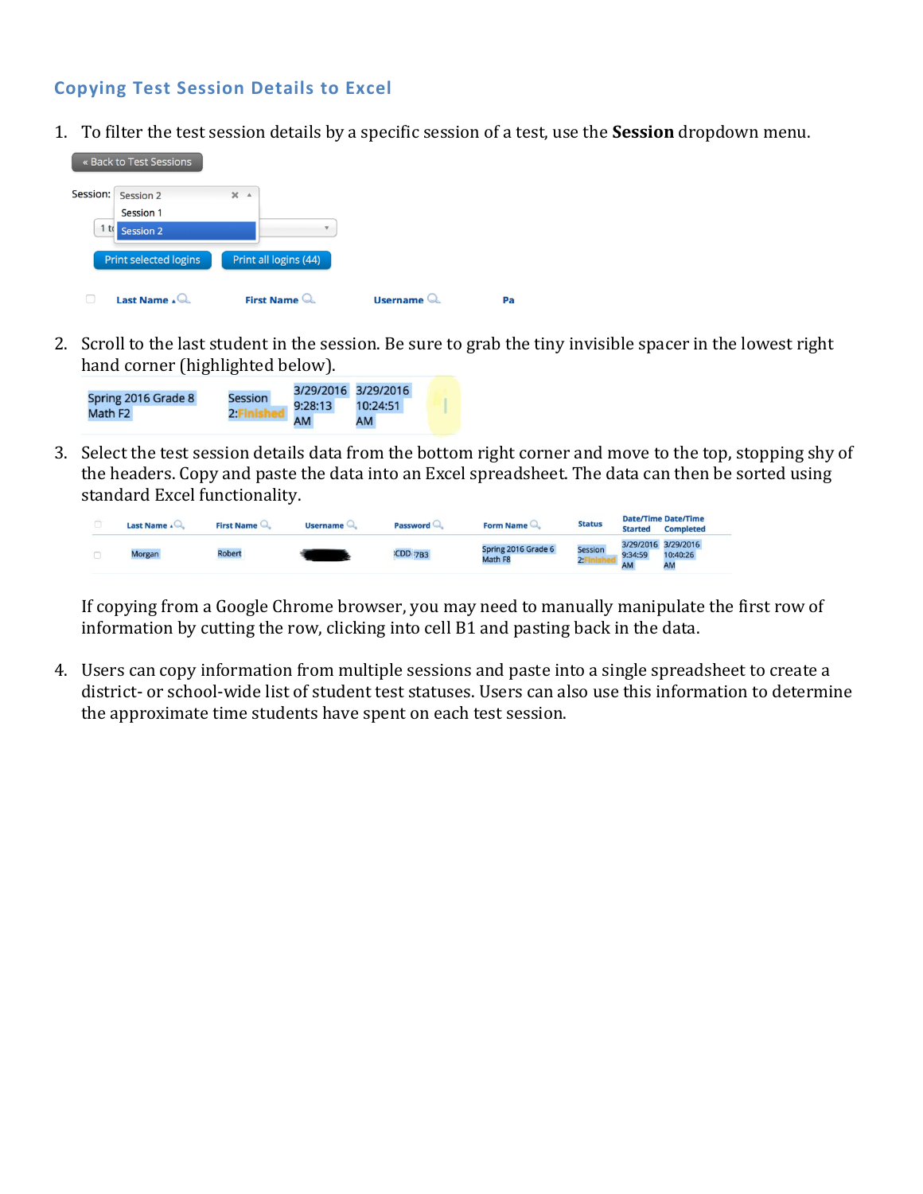## Copying Test Session Details to Excel

1. To filter the test session details by a specific session of a test, use the **Session** dropdown menu.

2. Scroll to the last student in the session. Be sure to grab the tiny invisible spacer in the lowest right hand corner (highlighted below).

3. Select the test session details data from the bottom right corner and move to the top, stopping shy of the headers. Copy and paste the data into an Excel spreadsheet. The data can then be sorted using standard Excel functionality.

   If copying from a Google Chrome browser, you may need to manually manipulate the first row of information by cutting the row, clicking into cell B1 and pasting back in the data.

4. Users can copy information from multiple sessions and paste into a single spreadsheet to create a district- or school-wide list of student test statuses. Users can also use this information to determine the approximate time students have spent on each test session.